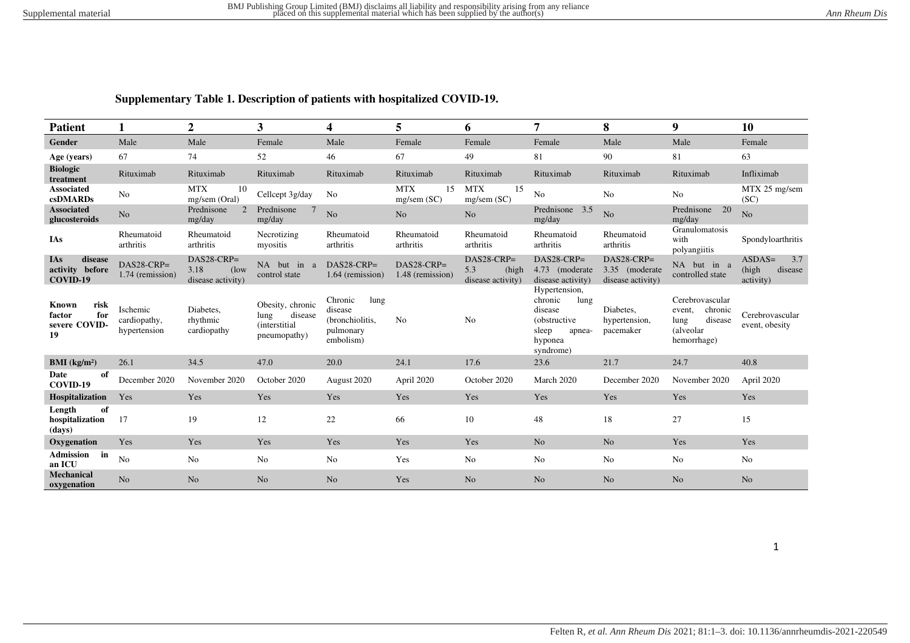**Supplementary Table 1. Description of patients with hospitalized COVID-19.**

| Patient | 1 | 2 | 3 | 4 | 5 | 6 | 7 | 8 | 9 | 10 |
|---|---|---|---|---|---|---|---|---|---|---|
| **Gender** | Male | Male | Female | Male | Female | Female | Female | Male | Male | Female |
| **Age (years)** | 67 | 74 | 52 | 46 | 67 | 49 | 81 | 90 | 81 | 63 |
| **Biologic treatment** | Rituximab | Rituximab | Rituximab | Rituximab | Rituximab | Rituximab | Rituximab | Rituximab | Rituximab | Infliximab |
| **Associated csDMARDs** | No | MTX 10 mg/sem (Oral) | Cellcept 3g/day | No | MTX 15 mg/sem (SC) | MTX 15 mg/sem (SC) | No | No | No | MTX 25 mg/sem (SC) |
| **Associated glucosteroids** | No | Prednisone 2 mg/day | Prednisone 7 mg/day | No | No | No | Prednisone 3.5 mg/day | No | Prednisone 20 mg/day | No |
| **IAs** | Rheumatoid arthritis | Rheumatoid arthritis | Necrotizing myositis | Rheumatoid arthritis | Rheumatoid arthritis | Rheumatoid arthritis | Rheumatoid arthritis | Rheumatoid arthritis | Granulomatosis with polyangiitis | Spondyloarthritis |
| **IAs disease activity before COVID-19** | DAS28-CRP= 1.74 (remission) | DAS28-CRP= 3.18 (low disease activity) | NA but in a control state | DAS28-CRP= 1.64 (remission) | DAS28-CRP= 1.48 (remission) | DAS28-CRP= 5.3 (high disease activity) | DAS28-CRP= 4.73 (moderate disease activity) | DAS28-CRP= 3.35 (moderate disease activity) | NA but in a controlled state | ASDAS= 3.7 (high disease activity) |
| **Known risk factor for severe COVID-19** | Ischemic cardiopathy, hypertension | Diabetes, rhythmic cardiopathy | Obesity, chronic lung disease (interstitial pneumopathy) | Chronic lung disease (bronchiolitis, pulmonary embolism) | No | No | Hypertension, chronic lung disease (obstructive sleep apnea-hyponea syndrome) | Diabetes, hypertension, pacemaker | Cerebrovascular event, chronic lung disease (alveolar hemorrhage) | Cerebrovascular event, obesity |
| **BMI (kg/m²)** | 26.1 | 34.5 | 47.0 | 20.0 | 24.1 | 17.6 | 23.6 | 21.7 | 24.7 | 40.8 |
| **Date of COVID-19** | December 2020 | November 2020 | October 2020 | August 2020 | April 2020 | October 2020 | March 2020 | December 2020 | November 2020 | April 2020 |
| **Hospitalization** | Yes | Yes | Yes | Yes | Yes | Yes | Yes | Yes | Yes | Yes |
| **Length of hospitalization (days)** | 17 | 19 | 12 | 22 | 66 | 10 | 48 | 18 | 27 | 15 |
| **Oxygenation** | Yes | Yes | Yes | Yes | Yes | Yes | No | No | Yes | Yes |
| **Admission in an ICU** | No | No | No | No | Yes | No | No | No | No | No |
| **Mechanical oxygenation** | No | No | No | No | Yes | No | No | No | No | No |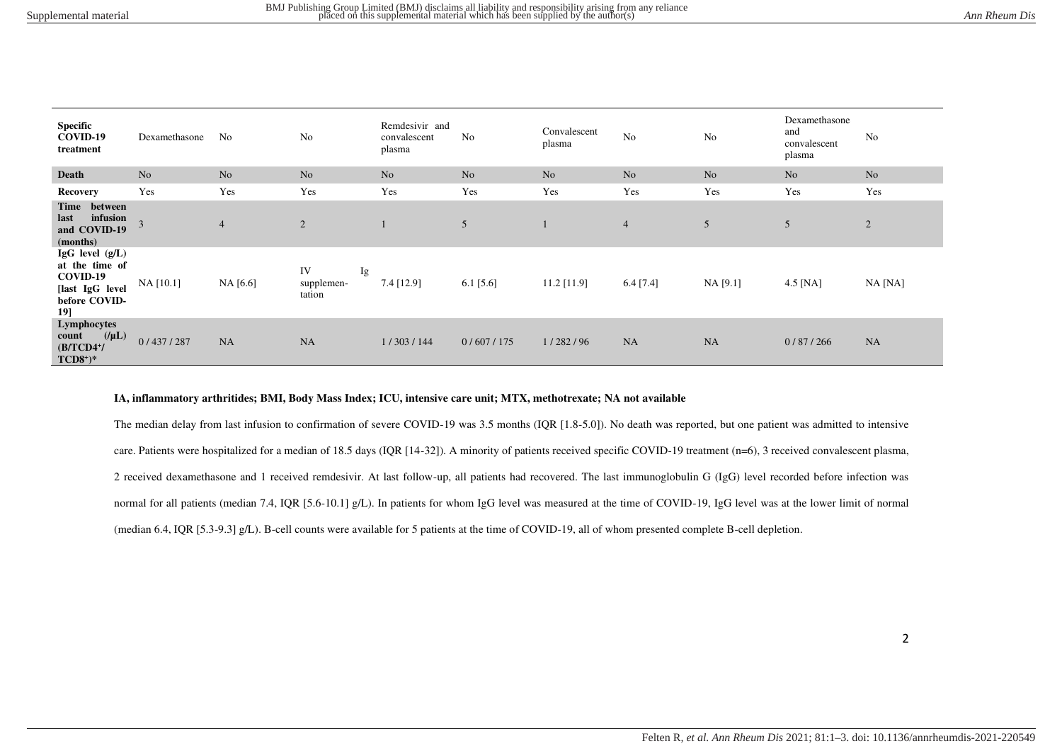| | | | | | | | | | | |
|---|---|---|---|---|---|---|---|---|---|---|
| **Specific COVID-19 treatment** | Dexamethasone | No | No | Remdesivir and convalescent plasma | No | Convalescent plasma | No | No | Dexamethasone and convalescent plasma | No |
| **Death** | No | No | No | No | No | No | No | No | No | No |
| **Recovery** | Yes | Yes | Yes | Yes | Yes | Yes | Yes | Yes | Yes | Yes |
| **Time between last infusion and COVID-19 (months)** | 3 | 4 | 2 | 1 | 5 | 1 | 4 | 5 | 5 | 2 |
| **IgG level (g/L) at the time of COVID-19 [last IgG level before COVID-19]** | NA [10.1] | NA [6.6] | IV Ig supplementation | 7.4 [12.9] | 6.1 [5.6] | 11.2 [11.9] | 6.4 [7.4] | NA [9.1] | 4.5 [NA] | NA [NA] |
| **Lymphocytes count (/µL) (B/TCD4⁺/ TCD8⁺)*** | 0 / 437 / 287 | NA | NA | 1 / 303 / 144 | 0 / 607 / 175 | 1 / 282 / 96 | NA | NA | 0 / 87 / 266 | NA |

**IA, inflammatory arthritides; BMI, Body Mass Index; ICU, intensive care unit; MTX, methotrexate; NA not available**

The median delay from last infusion to confirmation of severe COVID-19 was 3.5 months (IQR [1.8-5.0]). No death was reported, but one patient was admitted to intensive care. Patients were hospitalized for a median of 18.5 days (IQR [14-32]). A minority of patients received specific COVID-19 treatment (n=6), 3 received convalescent plasma, 2 received dexamethasone and 1 received remdesivir. At last follow-up, all patients had recovered. The last immunoglobulin G (IgG) level recorded before infection was normal for all patients (median 7.4, IQR [5.6-10.1] g/L). In patients for whom IgG level was measured at the time of COVID-19, IgG level was at the lower limit of normal (median 6.4, IQR [5.3-9.3] g/L). B-cell counts were available for 5 patients at the time of COVID-19, all of whom presented complete B-cell depletion.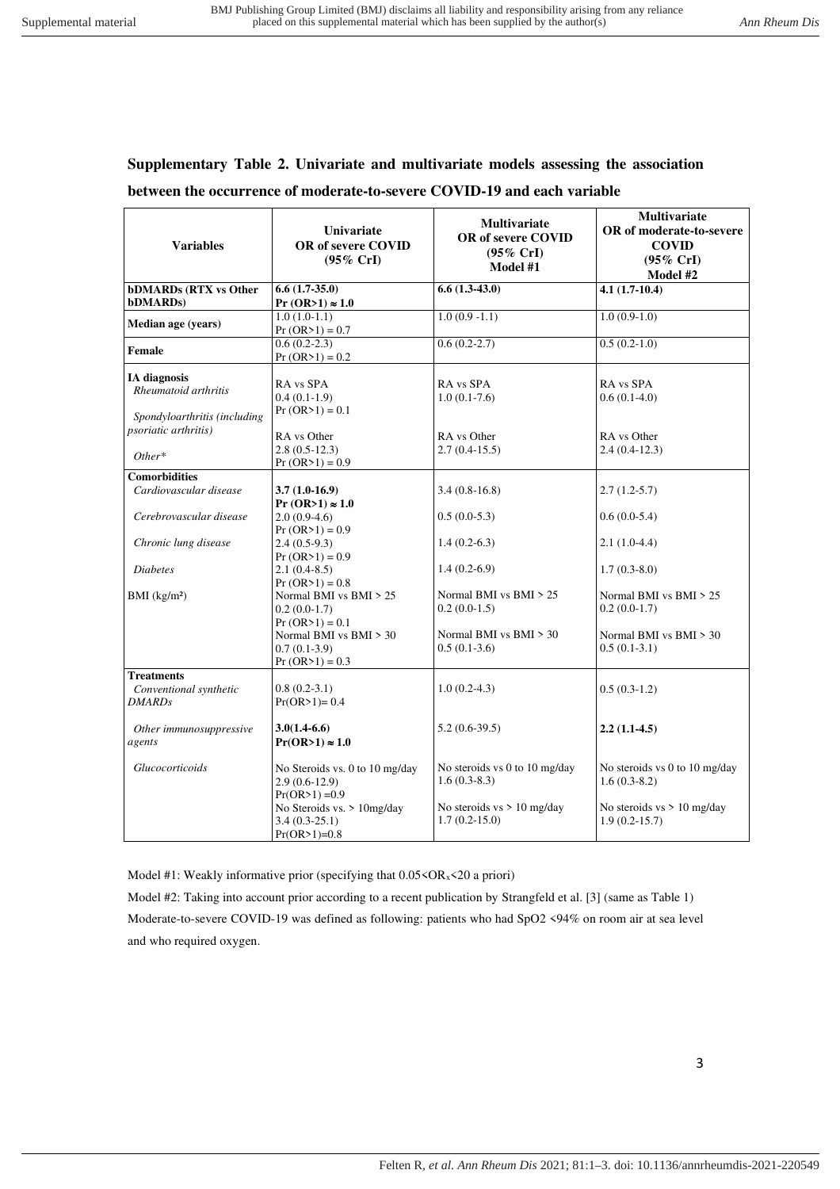**Supplementary Table 2. Univariate and multivariate models assessing the association between the occurrence of moderate-to-severe COVID-19 and each variable**

| Variables | Univariate OR of severe COVID (95% CrI) | Multivariate OR of severe COVID (95% CrI) Model #1 | Multivariate OR of moderate-to-severe COVID (95% CrI) Model #2 |
|---|---|---|---|
| **bDMARDs (RTX vs Other bDMARDs)** | **6.6 (1.7-35.0)** **Pr (OR>1) ≈ 1.0** | **6.6 (1.3-43.0)** | **4.1 (1.7-10.4)** |
| **Median age (years)** | 1.0 (1.0-1.1) Pr (OR>1) = 0.7 | 1.0 (0.9 -1.1) | 1.0 (0.9-1.0) |
| **Female** | 0.6 (0.2-2.3) Pr (OR>1) = 0.2 | 0.6 (0.2-2.7) | 0.5 (0.2-1.0) |
| **IA diagnosis** *Rheumatoid arthritis* *Spondyloarthritis (including psoriatic arthritis)* *Other\** | RA vs SPA 0.4 (0.1-1.9) Pr (OR>1) = 0.1 RA vs Other 2.8 (0.5-12.3) Pr (OR>1) = 0.9 | RA vs SPA 1.0 (0.1-7.6) RA vs Other 2.7 (0.4-15.5) | RA vs SPA 0.6 (0.1-4.0) RA vs Other 2.4 (0.4-12.3) |
| **Comorbidities** | | | |
| *Cardiovascular disease* | **3.7 (1.0-16.9)** **Pr (OR>1) ≈ 1.0** | 3.4 (0.8-16.8) | 2.7 (1.2-5.7) |
| *Cerebrovascular disease* | 2.0 (0.9-4.6) Pr (OR>1) = 0.9 | 0.5 (0.0-5.3) | 0.6 (0.0-5.4) |
| *Chronic lung disease* | 2.4 (0.5-9.3) Pr (OR>1) = 0.9 | 1.4 (0.2-6.3) | 2.1 (1.0-4.4) |
| *Diabetes* | 2.1 (0.4-8.5) Pr (OR>1) = 0.8 | 1.4 (0.2-6.9) | 1.7 (0.3-8.0) |
| BMI (kg/m²) | Normal BMI vs BMI > 25 0.2 (0.0-1.7) Pr (OR>1) = 0.1 Normal BMI vs BMI > 30 0.7 (0.1-3.9) Pr (OR>1) = 0.3 | Normal BMI vs BMI > 25 0.2 (0.0-1.5) Normal BMI vs BMI > 30 0.5 (0.1-3.6) | Normal BMI vs BMI > 25 0.2 (0.0-1.7) Normal BMI vs BMI > 30 0.5 (0.1-3.1) |
| **Treatments** | | | |
| *Conventional synthetic DMARDs* | 0.8 (0.2-3.1) Pr(OR>1)= 0.4 | 1.0 (0.2-4.3) | 0.5 (0.3-1.2) |
| *Other immunosuppressive agents* | **3.0(1.4-6.6)** **Pr(OR>1) ≈ 1.0** | 5.2 (0.6-39.5) | **2.2 (1.1-4.5)** |
| *Glucocorticoids* | No Steroids vs. 0 to 10 mg/day 2.9 (0.6-12.9) Pr(OR>1) =0.9 No Steroids vs. > 10mg/day 3.4 (0.3-25.1) Pr(OR>1)=0.8 | No steroids vs 0 to 10 mg/day 1.6 (0.3-8.3) No steroids vs > 10 mg/day 1.7 (0.2-15.0) | No steroids vs 0 to 10 mg/day 1.6 (0.3-8.2) No steroids vs > 10 mg/day 1.9 (0.2-15.7) |

Model #1: Weakly informative prior (specifying that $0.05<OR_x<20$ a priori)

Model #2: Taking into account prior according to a recent publication by Strangfeld et al. [3] (same as Table 1)

Moderate-to-severe COVID-19 was defined as following: patients who had SpO2 <94% on room air at sea level and who required oxygen.